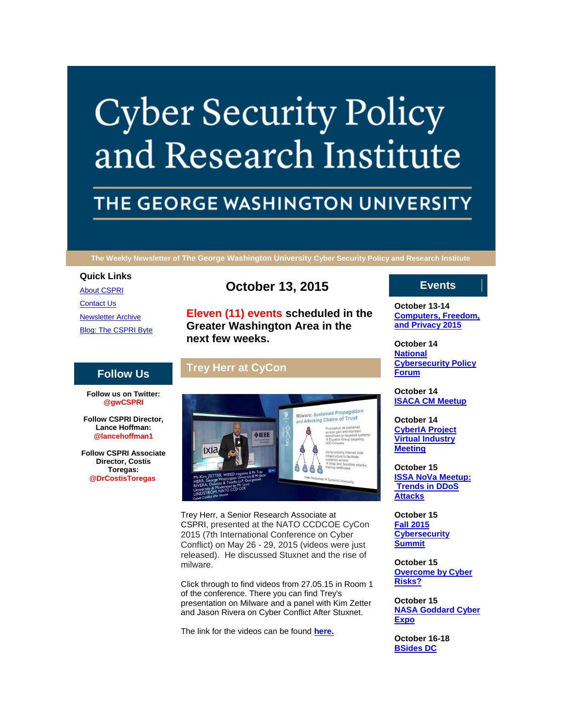# Cyber Security Policy and Research Institute

## THE GEORGE WASHINGTON UNIVERSITY

The Weekly Newsletter of The George Washington University Cyber Security Policy and Research Institute

**Quick Links**

About CSPRI

Contact Us

Newsletter Archive

Blog: The CSPRI Byte

## Follow Us

**Follow us on Twitter: @gwCSPRI**

**Follow CSPRI Director, Lance Hoffman: @lancehoffman1**

**Follow CSPRI Associate Director, Costis Toregas: @DrCostisToregas**

## October 13, 2015

**Eleven (11) events scheduled in the Greater Washington Area in the next few weeks.**

## Trey Herr at CyCon

Trey Herr, a Senior Research Associate at CSPRI, presented at the NATO CCDCOE CyCon 2015 (7th International Conference on Cyber Conflict) on May 26 - 29, 2015 (videos were just released). He discussed Stuxnet and the rise of milware.

Click through to find videos from 27.05.15 in Room 1 of the conference. There you can find Trey's presentation on Milware and a panel with Kim Zetter and Jason Rivera on Cyber Conflict After Stuxnet.

The link for the videos can be found **here.**

## Events

**October 13-14**
**Computers, Freedom, and Privacy 2015**

**October 14**
**National Cybersecurity Policy Forum**

**October 14**
**ISACA CM Meetup**

**October 14**
**CyberIA Project Virtual Industry Meeting**

**October 15**
**ISSA NoVa Meetup: Trends in DDoS Attacks**

**October 15**
**Fall 2015 Cybersecurity Summit**

**October 15**
**Overcome by Cyber Risks?**

**October 15**
**NASA Goddard Cyber Expo**

**October 16-18**
**BSides DC**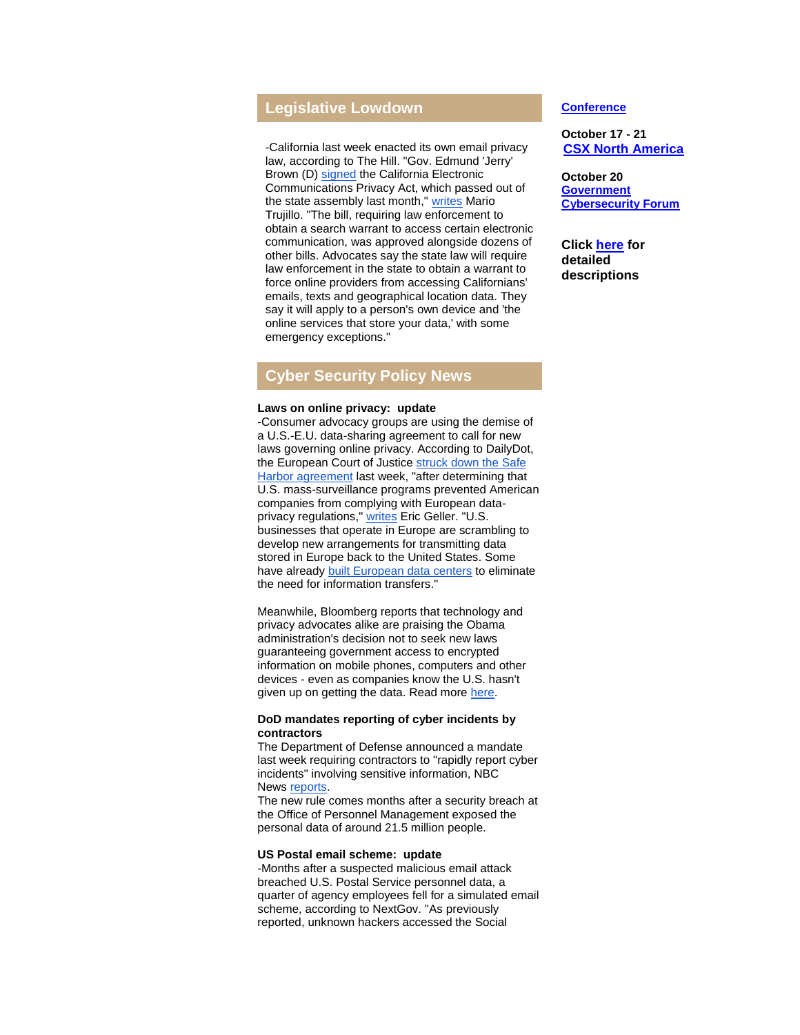## Legislative Lowdown

-California last week enacted its own email privacy law, according to The Hill. "Gov. Edmund 'Jerry' Brown (D) signed the California Electronic Communications Privacy Act, which passed out of the state assembly last month," writes Mario Trujillo. "The bill, requiring law enforcement to obtain a search warrant to access certain electronic communication, was approved alongside dozens of other bills. Advocates say the state law will require law enforcement in the state to obtain a warrant to force online providers from accessing Californians' emails, texts and geographical location data. They say it will apply to a person's own device and 'the online services that store your data,' with some emergency exceptions."

## Cyber Security Policy News

**Laws on online privacy: update**
-Consumer advocacy groups are using the demise of a U.S.-E.U. data-sharing agreement to call for new laws governing online privacy. According to DailyDot, the European Court of Justice struck down the Safe Harbor agreement last week, "after determining that U.S. mass-surveillance programs prevented American companies from complying with European data-privacy regulations," writes Eric Geller. "U.S. businesses that operate in Europe are scrambling to develop new arrangements for transmitting data stored in Europe back to the United States. Some have already built European data centers to eliminate the need for information transfers."

Meanwhile, Bloomberg reports that technology and privacy advocates alike are praising the Obama administration's decision not to seek new laws guaranteeing government access to encrypted information on mobile phones, computers and other devices - even as companies know the U.S. hasn't given up on getting the data. Read more here.

**DoD mandates reporting of cyber incidents by contractors**
The Department of Defense announced a mandate last week requiring contractors to "rapidly report cyber incidents" involving sensitive information, NBC News reports.
The new rule comes months after a security breach at the Office of Personnel Management exposed the personal data of around 21.5 million people.

**US Postal email scheme: update**
-Months after a suspected malicious email attack breached U.S. Postal Service personnel data, a quarter of agency employees fell for a simulated email scheme, according to NextGov. "As previously reported, unknown hackers accessed the Social

**Conference**

**October 17 - 21**
**CSX North America**

**October 20**
**Government Cybersecurity Forum**

**Click here for detailed descriptions**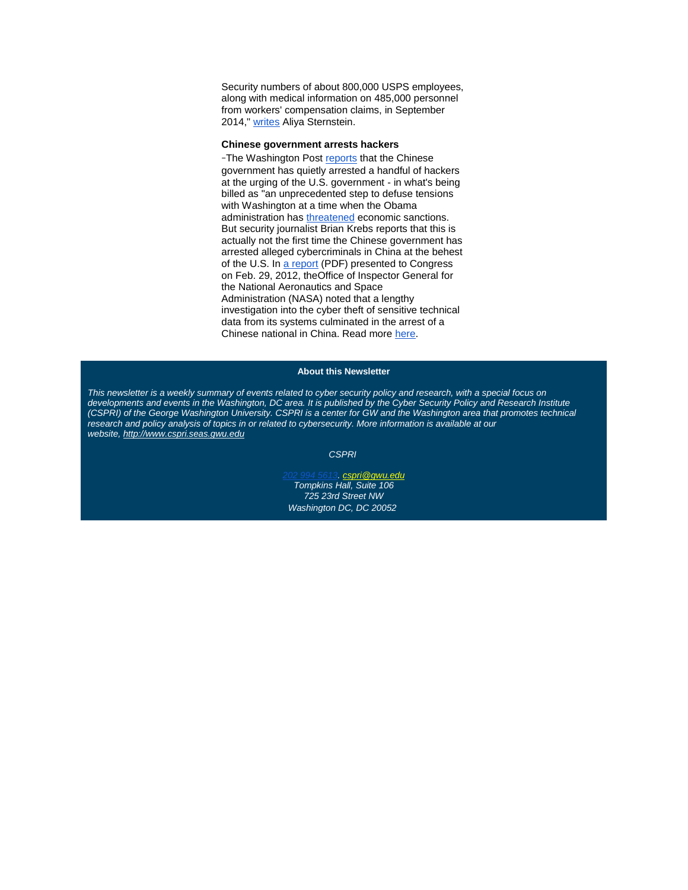Security numbers of about 800,000 USPS employees, along with medical information on 485,000 personnel from workers' compensation claims, in September 2014," writes Aliya Sternstein.

**Chinese government arrests hackers**

-The Washington Post reports that the Chinese government has quietly arrested a handful of hackers at the urging of the U.S. government - in what's being billed as "an unprecedented step to defuse tensions with Washington at a time when the Obama administration has threatened economic sanctions. But security journalist Brian Krebs reports that this is actually not the first time the Chinese government has arrested alleged cybercriminals in China at the behest of the U.S. In a report (PDF) presented to Congress on Feb. 29, 2012, theOffice of Inspector General for the National Aeronautics and Space Administration (NASA) noted that a lengthy investigation into the cyber theft of sensitive technical data from its systems culminated in the arrest of a Chinese national in China. Read more here.

**About this Newsletter**

*This newsletter is a weekly summary of events related to cyber security policy and research, with a special focus on developments and events in the Washington, DC area. It is published by the Cyber Security Policy and Research Institute (CSPRI) of the George Washington University. CSPRI is a center for GW and the Washington area that promotes technical research and policy analysis of topics in or related to cybersecurity. More information is available at our website, http://www.cspri.seas.gwu.edu*

*CSPRI*

*202 994 5613, cspri@gwu.edu*
*Tompkins Hall, Suite 106*
*725 23rd Street NW*
*Washington DC, DC 20052*